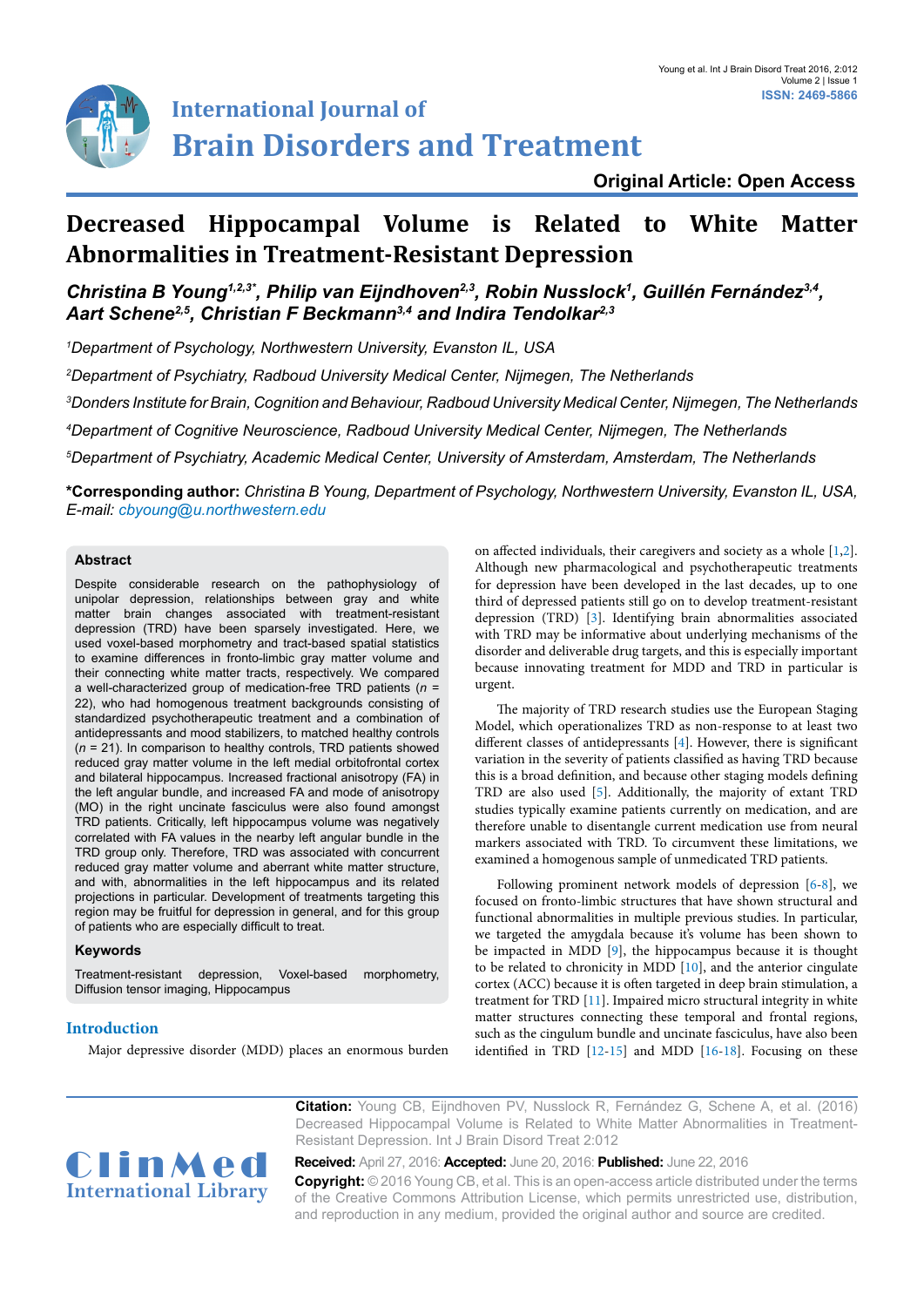# Decreased Hippocampal Volume is Related to White Matter Abnormalities in Treatment-Resistant Depression

***Christina B Young[1,2,3*], Philip van Eijndhoven[2,3], Robin Nusslock[1], Guillén Fernández[3,4], Aart Schene[2,5], Christian F Beckmann[3,4] and Indira Tendolkar[2,3]***

*[1]Department of Psychology, Northwestern University, Evanston IL, USA*

*[2]Department of Psychiatry, Radboud University Medical Center, Nijmegen, The Netherlands*

*[3]Donders Institute for Brain, Cognition and Behaviour, Radboud University Medical Center, Nijmegen, The Netherlands*

*[4]Department of Cognitive Neuroscience, Radboud University Medical Center, Nijmegen, The Netherlands*

*[5]Department of Psychiatry, Academic Medical Center, University of Amsterdam, Amsterdam, The Netherlands*

**\*Corresponding author:** *Christina B Young, Department of Psychology, Northwestern University, Evanston IL, USA, E-mail: cbyoung@u.northwestern.edu*

## Abstract

Despite considerable research on the pathophysiology of unipolar depression, relationships between gray and white matter brain changes associated with treatment-resistant depression (TRD) have been sparsely investigated. Here, we used voxel-based morphometry and tract-based spatial statistics to examine differences in fronto-limbic gray matter volume and their connecting white matter tracts, respectively. We compared a well-characterized group of medication-free TRD patients (*n* = 22), who had homogenous treatment backgrounds consisting of standardized psychotherapeutic treatment and a combination of antidepressants and mood stabilizers, to matched healthy controls (*n* = 21). In comparison to healthy controls, TRD patients showed reduced gray matter volume in the left medial orbitofrontal cortex and bilateral hippocampus. Increased fractional anisotropy (FA) in the left angular bundle, and increased FA and mode of anisotropy (MO) in the right uncinate fasciculus were also found amongst TRD patients. Critically, left hippocampus volume was negatively correlated with FA values in the nearby left angular bundle in the TRD group only. Therefore, TRD was associated with concurrent reduced gray matter volume and aberrant white matter structure, and with, abnormalities in the left hippocampus and its related projections in particular. Development of treatments targeting this region may be fruitful for depression in general, and for this group of patients who are especially difficult to treat.

### Keywords

Treatment-resistant depression, Voxel-based morphometry, Diffusion tensor imaging, Hippocampus

## Introduction

Major depressive disorder (MDD) places an enormous burden on affected individuals, their caregivers and society as a whole [1,2]. Although new pharmacological and psychotherapeutic treatments for depression have been developed in the last decades, up to one third of depressed patients still go on to develop treatment-resistant depression (TRD) [3]. Identifying brain abnormalities associated with TRD may be informative about underlying mechanisms of the disorder and deliverable drug targets, and this is especially important because innovating treatment for MDD and TRD in particular is urgent.

The majority of TRD research studies use the European Staging Model, which operationalizes TRD as non-response to at least two different classes of antidepressants [4]. However, there is significant variation in the severity of patients classified as having TRD because this is a broad definition, and because other staging models defining TRD are also used [5]. Additionally, the majority of extant TRD studies typically examine patients currently on medication, and are therefore unable to disentangle current medication use from neural markers associated with TRD. To circumvent these limitations, we examined a homogenous sample of unmedicated TRD patients.

Following prominent network models of depression [6-8], we focused on fronto-limbic structures that have shown structural and functional abnormalities in multiple previous studies. In particular, we targeted the amygdala because it's volume has been shown to be impacted in MDD [9], the hippocampus because it is thought to be related to chronicity in MDD [10], and the anterior cingulate cortex (ACC) because it is often targeted in deep brain stimulation, a treatment for TRD [11]. Impaired micro structural integrity in white matter structures connecting these temporal and frontal regions, such as the cingulum bundle and uncinate fasciculus, have also been identified in TRD [12-15] and MDD [16-18]. Focusing on these

**Citation:** Young CB, Eijndhoven PV, Nusslock R, Fernández G, Schene A, et al. (2016) Decreased Hippocampal Volume is Related to White Matter Abnormalities in Treatment-Resistant Depression. Int J Brain Disord Treat 2:012

**Received:** April 27, 2016: **Accepted:** June 20, 2016: **Published:** June 22, 2016

**Copyright:** © 2016 Young CB, et al. This is an open-access article distributed under the terms of the Creative Commons Attribution License, which permits unrestricted use, distribution, and reproduction in any medium, provided the original author and source are credited.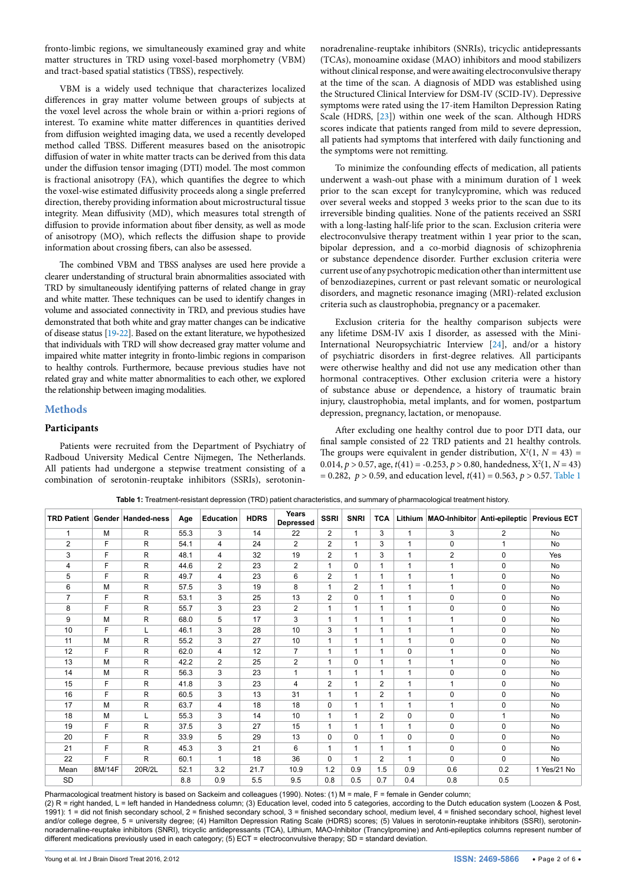fronto-limbic regions, we simultaneously examined gray and white matter structures in TRD using voxel-based morphometry (VBM) and tract-based spatial statistics (TBSS), respectively.

VBM is a widely used technique that characterizes localized differences in gray matter volume between groups of subjects at the voxel level across the whole brain or within a-priori regions of interest. To examine white matter differences in quantities derived from diffusion weighted imaging data, we used a recently developed method called TBSS. Different measures based on the anisotropic diffusion of water in white matter tracts can be derived from this data under the diffusion tensor imaging (DTI) model. The most common is fractional anisotropy (FA), which quantifies the degree to which the voxel-wise estimated diffusivity proceeds along a single preferred direction, thereby providing information about microstructural tissue integrity. Mean diffusivity (MD), which measures total strength of diffusion to provide information about fiber density, as well as mode of anisotropy (MO), which reflects the diffusion shape to provide information about crossing fibers, can also be assessed.

The combined VBM and TBSS analyses are used here provide a clearer understanding of structural brain abnormalities associated with TRD by simultaneously identifying patterns of related change in gray and white matter. These techniques can be used to identify changes in volume and associated connectivity in TRD, and previous studies have demonstrated that both white and gray matter changes can be indicative of disease status [19-22]. Based on the extant literature, we hypothesized that individuals with TRD will show decreased gray matter volume and impaired white matter integrity in fronto-limbic regions in comparison to healthy controls. Furthermore, because previous studies have not related gray and white matter abnormalities to each other, we explored the relationship between imaging modalities.

## Methods

### Participants

Patients were recruited from the Department of Psychiatry of Radboud University Medical Centre Nijmegen, The Netherlands. All patients had undergone a stepwise treatment consisting of a combination of serotonin-reuptake inhibitors (SSRIs), serotonin-noradrenaline-reuptake inhibitors (SNRIs), tricyclic antidepressants (TCAs), monoamine oxidase (MAO) inhibitors and mood stabilizers without clinical response, and were awaiting electroconvulsive therapy at the time of the scan. A diagnosis of MDD was established using the Structured Clinical Interview for DSM-IV (SCID-IV). Depressive symptoms were rated using the 17-item Hamilton Depression Rating Scale (HDRS, [23]) within one week of the scan. Although HDRS scores indicate that patients ranged from mild to severe depression, all patients had symptoms that interfered with daily functioning and the symptoms were not remitting.

To minimize the confounding effects of medication, all patients underwent a wash-out phase with a minimum duration of 1 week prior to the scan except for tranylcypromine, which was reduced over several weeks and stopped 3 weeks prior to the scan due to its irreversible binding qualities. None of the patients received an SSRI with a long-lasting half-life prior to the scan. Exclusion criteria were electroconvulsive therapy treatment within 1 year prior to the scan, bipolar depression, and a co-morbid diagnosis of schizophrenia or substance dependence disorder. Further exclusion criteria were current use of any psychotropic medication other than intermittent use of benzodiazepines, current or past relevant somatic or neurological disorders, and magnetic resonance imaging (MRI)-related exclusion criteria such as claustrophobia, pregnancy or a pacemaker.

Exclusion criteria for the healthy comparison subjects were any lifetime DSM-IV axis I disorder, as assessed with the Mini-International Neuropsychiatric Interview [24], and/or a history of psychiatric disorders in first-degree relatives. All participants were otherwise healthy and did not use any medication other than hormonal contraceptives. Other exclusion criteria were a history of substance abuse or dependence, a history of traumatic brain injury, claustrophobia, metal implants, and for women, postpartum depression, pregnancy, lactation, or menopause.

After excluding one healthy control due to poor DTI data, our final sample consisted of 22 TRD patients and 21 healthy controls. The groups were equivalent in gender distribution, $X^2(1, N = 43) = 0.014$, $p > 0.57$, age, $t(41) = -0.253$, $p > 0.80$, handedness, $X^2(1, N = 43) = 0.282$, $p > 0.59$, and education level, $t(41) = 0.563$, $p > 0.57$. Table 1

**Table 1:** Treatment-resistant depression (TRD) patient characteristics, and summary of pharmacological treatment history.

| TRD Patient | Gender | Handed-ness | Age | Education | HDRS | Years Depressed | SSRI | SNRI | TCA | Lithium | MAO-Inhibitor | Anti-epileptic | Previous ECT |
|---|---|---|---|---|---|---|---|---|---|---|---|---|---|
| 1 | M | R | 55.3 | 3 | 14 | 22 | 2 | 1 | 3 | 1 | 3 | 2 | No |
| 2 | F | R | 54.1 | 4 | 24 | 2 | 2 | 1 | 3 | 1 | 0 | 1 | No |
| 3 | F | R | 48.1 | 4 | 32 | 19 | 2 | 1 | 3 | 1 | 2 | 0 | Yes |
| 4 | F | R | 44.6 | 2 | 23 | 2 | 1 | 0 | 1 | 1 | 1 | 0 | No |
| 5 | F | R | 49.7 | 4 | 23 | 6 | 2 | 1 | 1 | 1 | 1 | 0 | No |
| 6 | M | R | 57.5 | 3 | 19 | 8 | 1 | 2 | 1 | 1 | 1 | 0 | No |
| 7 | F | R | 53.1 | 3 | 25 | 13 | 2 | 0 | 1 | 1 | 0 | 0 | No |
| 8 | F | R | 55.7 | 3 | 23 | 2 | 1 | 1 | 1 | 1 | 0 | 0 | No |
| 9 | M | R | 68.0 | 5 | 17 | 3 | 1 | 1 | 1 | 1 | 1 | 0 | No |
| 10 | F | L | 46.1 | 3 | 28 | 10 | 3 | 1 | 1 | 1 | 1 | 0 | No |
| 11 | M | R | 55.2 | 3 | 27 | 10 | 1 | 1 | 1 | 1 | 0 | 0 | No |
| 12 | F | R | 62.0 | 4 | 12 | 7 | 1 | 1 | 1 | 0 | 1 | 0 | No |
| 13 | M | R | 42.2 | 2 | 25 | 2 | 1 | 0 | 1 | 1 | 1 | 0 | No |
| 14 | M | R | 56.3 | 3 | 23 | 1 | 1 | 1 | 1 | 1 | 0 | 0 | No |
| 15 | F | R | 41.8 | 3 | 23 | 4 | 2 | 1 | 2 | 1 | 1 | 0 | No |
| 16 | F | R | 60.5 | 3 | 13 | 31 | 1 | 1 | 2 | 1 | 0 | 0 | No |
| 17 | M | R | 63.7 | 4 | 18 | 18 | 0 | 1 | 1 | 1 | 1 | 0 | No |
| 18 | M | L | 55.3 | 3 | 14 | 10 | 1 | 1 | 2 | 0 | 0 | 1 | No |
| 19 | F | R | 37.5 | 3 | 27 | 15 | 1 | 1 | 1 | 1 | 0 | 0 | No |
| 20 | F | R | 33.9 | 5 | 29 | 13 | 0 | 0 | 1 | 0 | 0 | 0 | No |
| 21 | F | R | 45.3 | 3 | 21 | 6 | 1 | 1 | 1 | 1 | 0 | 0 | No |
| 22 | F | R | 60.1 | 1 | 18 | 36 | 0 | 1 | 2 | 1 | 0 | 0 | No |
| Mean | 8M/14F | 20R/2L | 52.1 | 3.2 | 21.7 | 10.9 | 1.2 | 0.9 | 1.5 | 0.9 | 0.6 | 0.2 | 1 Yes/21 No |
| SD | | | 8.8 | 0.9 | 5.5 | 9.5 | 0.8 | 0.5 | 0.7 | 0.4 | 0.8 | 0.5 | |

Pharmacological treatment history is based on Sackeim and colleagues (1990). Notes: (1) M = male, F = female in Gender column;
(2) R = right handed, L = left handed in Handedness column; (3) Education level, coded into 5 categories, according to the Dutch education system (Loozen & Post, 1991): 1 = did not finish secondary school, 2 = finished secondary school, 3 = finished secondary school, medium level, 4 = finished secondary school, highest level and/or college degree, 5 = university degree; (4) Hamilton Depression Rating Scale (HDRS) scores; (5) Values in serotonin-reuptake inhibitors (SSRI), serotonin-noradernaline-reuptake inhibitors (SNRI), tricyclic antidepressants (TCA), Lithium, MAO-Inhibitor (Trancylpromine) and Anti-epileptics columns represent number of different medications previously used in each category; (5) ECT = electroconvulsive therapy; SD = standard deviation.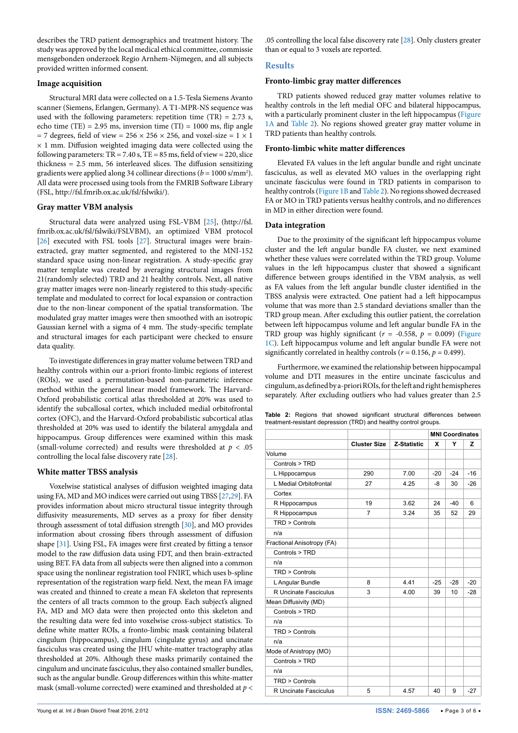describes the TRD patient demographics and treatment history. The study was approved by the local medical ethical committee, commissie mensgebonden onderzoek Regio Arnhem-Nijmegen, and all subjects provided written informed consent.

### Image acquisition

Structural MRI data were collected on a 1.5-Tesla Siemens Avanto scanner (Siemens, Erlangen, Germany). A T1-MPR-NS sequence was used with the following parameters: repetition time (TR) = 2.73 s, echo time (TE) = 2.95 ms, inversion time (TI) = 1000 ms, flip angle = 7 degrees, field of view = 256 × 256 × 256, and voxel-size = 1 × 1 × 1 mm. Diffusion weighted imaging data were collected using the following parameters: TR = 7.40 s, TE = 85 ms, field of view = 220, slice thickness = 2.5 mm, 56 interleaved slices. The diffusion sensitizing gradients were applied along 34 collinear directions ($b$ = 1000 s/mm$^2$). All data were processed using tools from the FMRIB Software Library (FSL, http://fsl.fmrib.ox.ac.uk/fsl/fslwiki/).

### Gray matter VBM analysis

Structural data were analyzed using FSL-VBM [25], (http://fsl.fmrib.ox.ac.uk/fsl/fslwiki/FSLVBM), an optimized VBM protocol [26] executed with FSL tools [27]. Structural images were brain-extracted, gray matter segmented, and registered to the MNI-152 standard space using non-linear registration. A study-specific gray matter template was created by averaging structural images from 21(randomly selected) TRD and 21 healthy controls. Next, all native gray matter images were non-linearly registered to this study-specific template and modulated to correct for local expansion or contraction due to the non-linear component of the spatial transformation. The modulated gray matter images were then smoothed with an isotropic Gaussian kernel with a sigma of 4 mm. The study-specific template and structural images for each participant were checked to ensure data quality.

To investigate differences in gray matter volume between TRD and healthy controls within our a-priori fronto-limbic regions of interest (ROIs), we used a permutation-based non-parametric inference method within the general linear model framework. The Harvard-Oxford probabilistic cortical atlas thresholded at 20% was used to identify the subcallosal cortex, which included medial orbitofrontal cortex (OFC), and the Harvard-Oxford probabilistic subcortical atlas thresholded at 20% was used to identify the bilateral amygdala and hippocampus. Group differences were examined within this mask (small-volume corrected) and results were thresholded at $p$ < .05 controlling the local false discovery rate [28].

### White matter TBSS analysis

Voxelwise statistical analyses of diffusion weighted imaging data using FA, MD and MO indices were carried out using TBSS [27,29]. FA provides information about micro structural tissue integrity through diffusivity measurements, MD serves as a proxy for fiber density through assessment of total diffusion strength [30], and MO provides information about crossing fibers through assessment of diffusion shape [31]. Using FSL, FA images were first created by fitting a tensor model to the raw diffusion data using FDT, and then brain-extracted using BET. FA data from all subjects were then aligned into a common space using the nonlinear registration tool FNIRT, which uses b-spline representation of the registration warp field. Next, the mean FA image was created and thinned to create a mean FA skeleton that represents the centers of all tracts common to the group. Each subject's aligned FA, MD and MO data were then projected onto this skeleton and the resulting data were fed into voxelwise cross-subject statistics. To define white matter ROIs, a fronto-limbic mask containing bilateral cingulum (hippocampus), cingulum (cingulate gyrus) and uncinate fasciculus was created using the JHU white-matter tractography atlas thresholded at 20%. Although these masks primarily contained the cingulum and uncinate fasciculus, they also contained smaller bundles, such as the angular bundle. Group differences within this white-matter mask (small-volume corrected) were examined and thresholded at $p$ < .05 controlling the local false discovery rate [28]. Only clusters greater than or equal to 3 voxels are reported.

## Results

### Fronto-limbic gray matter differences

TRD patients showed reduced gray matter volumes relative to healthy controls in the left medial OFC and bilateral hippocampus, with a particularly prominent cluster in the left hippocampus (Figure 1A and Table 2). No regions showed greater gray matter volume in TRD patients than healthy controls.

### Fronto-limbic white matter differences

Elevated FA values in the left angular bundle and right uncinate fasciculus, as well as elevated MO values in the overlapping right uncinate fasciculus were found in TRD patients in comparison to healthy controls (Figure 1B and Table 2). No regions showed decreased FA or MO in TRD patients versus healthy controls, and no differences in MD in either direction were found.

### Data integration

Due to the proximity of the significant left hippocampus volume cluster and the left angular bundle FA cluster, we next examined whether these values were correlated within the TRD group. Volume values in the left hippocampus cluster that showed a significant difference between groups identified in the VBM analysis, as well as FA values from the left angular bundle cluster identified in the TBSS analysis were extracted. One patient had a left hippocampus volume that was more than 2.5 standard deviations smaller than the TRD group mean. After excluding this outlier patient, the correlation between left hippocampus volume and left angular bundle FA in the TRD group was highly significant ($r$ = -0.558, $p$ = 0.009) (Figure 1C). Left hippocampus volume and left angular bundle FA were not significantly correlated in healthy controls ($r$ = 0.156, $p$ = 0.499).

Furthermore, we examined the relationship between hippocampal volume and DTI measures in the entire uncinate fasciculus and cingulum, as defined by a-priori ROIs, for the left and right hemispheres separately. After excluding outliers who had values greater than 2.5

**Table 2:** Regions that showed significant structural differences between treatment-resistant depression (TRD) and healthy control groups.

| | | | MNI Coordinates | | |
|---|---|---|---|---|---|
| | Cluster Size | Z-Statistic | X | Y | Z |
| Volume | | | | | |
| Controls > TRD | | | | | |
| L Hippocampus | 290 | 7.00 | -20 | -24 | -16 |
| L Medial Orbitofrontal Cortex | 27 | 4.25 | -8 | 30 | -26 |
| R Hippocampus | 19 | 3.62 | 24 | -40 | 6 |
| R Hippocampus | 7 | 3.24 | 35 | 52 | 29 |
| TRD > Controls | | | | | |
| n/a | | | | | |
| Fractional Anisotropy (FA) | | | | | |
| Controls > TRD | | | | | |
| n/a | | | | | |
| TRD > Controls | | | | | |
| L Angular Bundle | 8 | 4.41 | -25 | -28 | -20 |
| R Uncinate Fasciculus | 3 | 4.00 | 39 | 10 | -28 |
| Mean Diffusivity (MD) | | | | | |
| Controls > TRD | | | | | |
| n/a | | | | | |
| TRD > Controls | | | | | |
| n/a | | | | | |
| Mode of Anistropy (MO) | | | | | |
| Controls > TRD | | | | | |
| n/a | | | | | |
| TRD > Controls | | | | | |
| R Uncinate Fasciculus | 5 | 4.57 | 40 | 9 | -27 |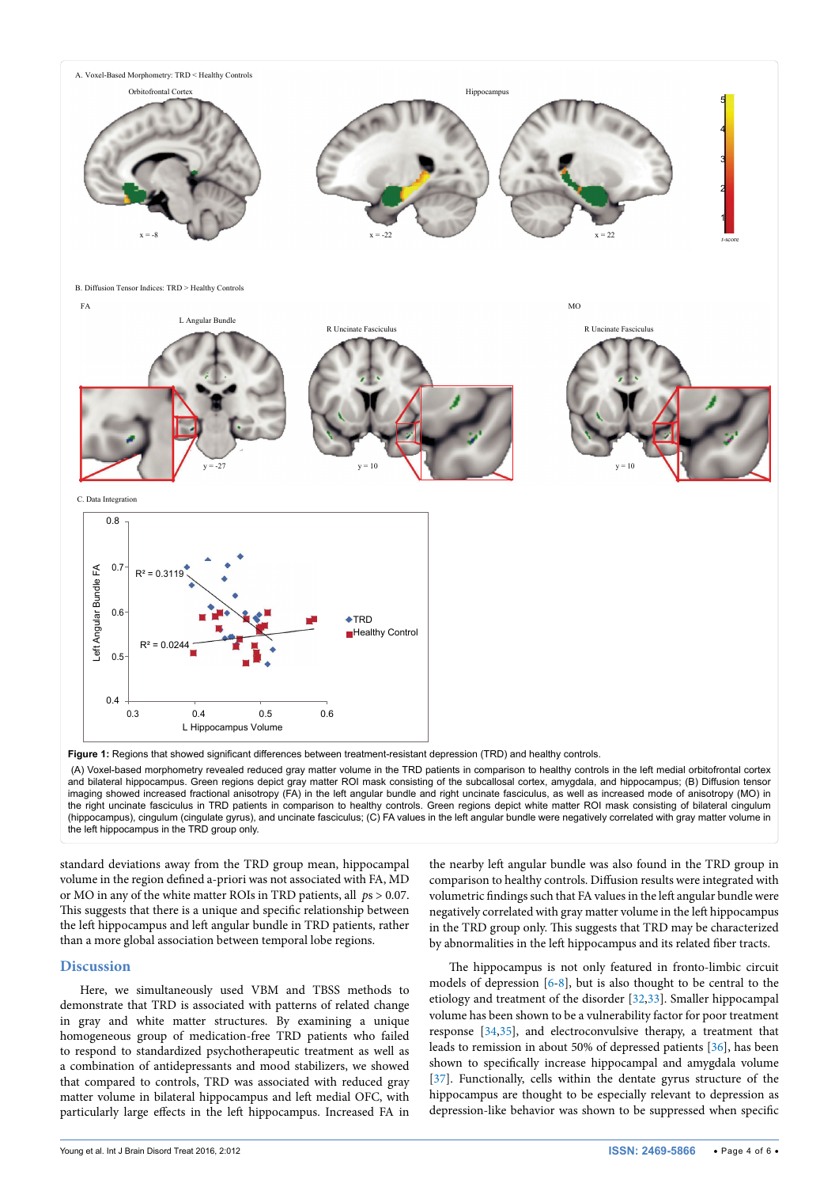**Figure 1:** Regions that showed significant differences between treatment-resistant depression (TRD) and healthy controls.

(A) Voxel-based morphometry revealed reduced gray matter volume in the TRD patients in comparison to healthy controls in the left medial orbitofrontal cortex and bilateral hippocampus. Green regions depict gray matter ROI mask consisting of the subcallosal cortex, amygdala, and hippocampus; (B) Diffusion tensor imaging showed increased fractional anisotropy (FA) in the left angular bundle and right uncinate fasciculus, as well as increased mode of anisotropy (MO) in the right uncinate fasciculus in TRD patients in comparison to healthy controls. Green regions depict white matter ROI mask consisting of bilateral cingulum (hippocampus), cingulum (cingulate gyrus), and uncinate fasciculus; (C) FA values in the left angular bundle were negatively correlated with gray matter volume in the left hippocampus in the TRD group only.

standard deviations away from the TRD group mean, hippocampal volume in the region defined a-priori was not associated with FA, MD or MO in any of the white matter ROIs in TRD patients, all *ps* > 0.07. This suggests that there is a unique and specific relationship between the left hippocampus and left angular bundle in TRD patients, rather than a more global association between temporal lobe regions.

## Discussion

Here, we simultaneously used VBM and TBSS methods to demonstrate that TRD is associated with patterns of related change in gray and white structures. By examining a unique homogeneous group of medication-free TRD patients who failed to respond to standardized psychotherapeutic treatment as well as a combination of antidepressants and mood stabilizers, we showed that compared to controls, TRD was associated with reduced gray matter volume in bilateral hippocampus and left medial OFC, with particularly large effects in the left hippocampus. Increased FA in the nearby left angular bundle was also found in the TRD group in comparison to healthy controls. Diffusion results were integrated with volumetric findings such that FA values in the left angular bundle were negatively correlated with gray matter volume in the left hippocampus in the TRD group only. This suggests that TRD may be characterized by abnormalities in the left hippocampus and its related fiber tracts.

The hippocampus is not only featured in fronto-limbic circuit models of depression [6-8], but is also thought to be central to the etiology and treatment of the disorder [32,33]. Smaller hippocampal volume has been shown to be a vulnerability factor for poor treatment response [34,35], and electroconvulsive therapy, a treatment that leads to remission in about 50% of depressed patients [36], has been shown to specifically increase hippocampal and amygdala volume [37]. Functionally, cells within the dentate gyrus structure of the hippocampus are thought to be especially relevant to depression as depression-like behavior was shown to be suppressed when specific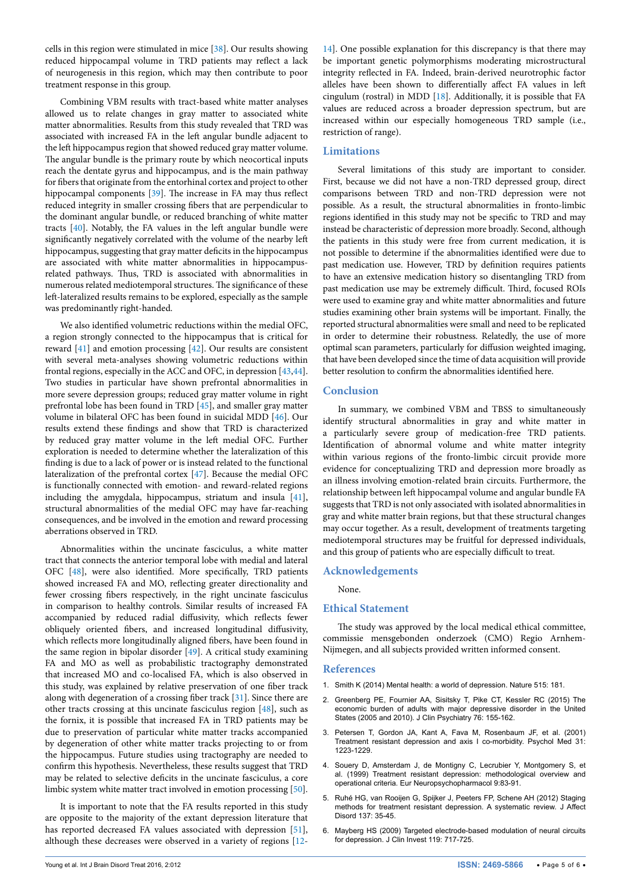cells in this region were stimulated in mice [38]. Our results showing reduced hippocampal volume in TRD patients may reflect a lack of neurogenesis in this region, which may then contribute to poor treatment response in this group.

Combining VBM results with tract-based white matter analyses allowed us to relate changes in gray matter to associated white matter abnormalities. Results from this study revealed that TRD was associated with increased FA in the left angular bundle adjacent to the left hippocampus region that showed reduced gray matter volume. The angular bundle is the primary route by which neocortical inputs reach the dentate gyrus and hippocampus, and is the main pathway for fibers that originate from the entorhinal cortex and project to other hippocampal components [39]. The increase in FA may thus reflect reduced integrity in smaller crossing fibers that are perpendicular to the dominant angular bundle, or reduced branching of white matter tracts [40]. Notably, the FA values in the left angular bundle were significantly negatively correlated with the volume of the nearby left hippocampus, suggesting that gray matter deficits in the hippocampus are associated with white matter abnormalities in hippocampus-related pathways. Thus, TRD is associated with abnormalities in numerous related mediotemporal structures. The significance of these left-lateralized results remains to be explored, especially as the sample was predominantly right-handed.

We also identified volumetric reductions within the medial OFC, a region strongly connected to the hippocampus that is critical for reward [41] and emotion processing [42]. Our results are consistent with several meta-analyses showing volumetric reductions within frontal regions, especially in the ACC and OFC, in depression [43,44]. Two studies in particular have shown prefrontal abnormalities in more severe depression groups; reduced gray matter volume in right prefrontal lobe has been found in TRD [45], and smaller gray matter volume in bilateral OFC has been found in suicidal MDD [46]. Our results extend these findings and show that TRD is characterized by reduced gray matter volume in the left medial OFC. Further exploration is needed to determine whether the lateralization of this finding is due to a lack of power or is instead related to the functional lateralization of the prefrontal cortex [47]. Because the medial OFC is functionally connected with emotion- and reward-related regions including the amygdala, hippocampus, striatum and insula [41], structural abnormalities of the medial OFC may have far-reaching consequences, and be involved in the emotion and reward processing aberrations observed in TRD.

Abnormalities within the uncinate fasciculus, a white matter tract that connects the anterior temporal lobe with medial and lateral OFC [48], were also identified. More specifically, TRD patients showed increased FA and MO, reflecting greater directionality and fewer crossing fibers respectively, in the right uncinate fasciculus in comparison to healthy controls. Similar results of increased FA accompanied by reduced radial diffusivity, which reflects fewer obliquely oriented fibers, and increased longitudinal diffusivity, which reflects more longitudinally aligned fibers, have been found in the same region in bipolar disorder [49]. A critical study examining FA and MO as well as probabilistic tractography demonstrated that increased MO and co-localised FA, which is also observed in this study, was explained by relative preservation of one fiber track along with degeneration of a crossing fiber track [31]. Since there are other tracts crossing at this uncinate fasciculus region [48], such as the fornix, it is possible that increased FA in TRD patients may be due to preservation of particular white matter tracks accompanied by degeneration of other white matter tracks projecting to or from the hippocampus. Future studies using tractography are needed to confirm this hypothesis. Nevertheless, these results suggest that TRD may be related to selective deficits in the uncinate fasciculus, a core limbic system white matter tract involved in emotion processing [50].

It is important to note that the FA results reported in this study are opposite to the majority of the extant depression literature that has reported decreased FA values associated with depression [51], although these decreases were observed in a variety of regions [12-14]. One possible explanation for this discrepancy is that there may be important genetic polymorphisms moderating microstructural integrity reflected in FA. Indeed, brain-derived neurotrophic factor alleles have been shown to differentially affect FA values in left cingulum (rostral) in MDD [18]. Additionally, it is possible that FA values are reduced across a broader depression spectrum, but are increased within our especially homogeneous TRD sample (i.e., restriction of range).

## Limitations

Several limitations of this study are important to consider. First, because we did not have a non-TRD depressed group, direct comparisons between TRD and non-TRD depression were not possible. As a result, the structural abnormalities in fronto-limbic regions identified in this study may not be specific to TRD and may instead be characteristic of depression more broadly. Second, although the patients in this study were free from current medication, it is not possible to determine if the abnormalities identified were due to past medication use. However, TRD by definition requires patients to have an extensive medication history so disentangling TRD from past medication use may be extremely difficult. Third, focused ROIs were used to examine gray and white matter abnormalities and future studies examining other brain systems will be important. Finally, the reported structural abnormalities were small and need to be replicated in order to determine their robustness. Relatedly, the use of more optimal scan parameters, particularly for diffusion weighted imaging, that have been developed since the time of data acquisition will provide better resolution to confirm the abnormalities identified here.

## Conclusion

In summary, we combined VBM and TBSS to simultaneously identify structural abnormalities in gray and white matter in a particularly severe group of medication-free TRD patients. Identification of abnormal volume and white matter integrity within various regions of the fronto-limbic circuit provide more evidence for conceptualizing TRD and depression more broadly as an illness involving emotion-related brain circuits. Furthermore, the relationship between left hippocampal volume and angular bundle FA suggests that TRD is not only associated with isolated abnormalities in gray and white matter brain regions, but that these structural changes may occur together. As a result, development of treatments targeting mediotemporal structures may be fruitful for depressed individuals, and this group of patients who are especially difficult to treat.

## Acknowledgements

None.

## Ethical Statement

The study was approved by the local medical ethical committee, commissie mensgebonden onderzoek (CMO) Regio Arnhem-Nijmegen, and all subjects provided written informed consent.

## References

1. Smith K (2014) Mental health: a world of depression. Nature 515: 181.
2. Greenberg PE, Fournier AA, Sisitsky T, Pike CT, Kessler RC (2015) The economic burden of adults with major depressive disorder in the United States (2005 and 2010). J Clin Psychiatry 76: 155-162.
3. Petersen T, Gordon JA, Kant A, Fava M, Rosenbaum JF, et al. (2001) Treatment resistant depression and axis I co-morbidity. Psychol Med 31: 1223-1229.
4. Souery D, Amsterdam J, de Montigny C, Lecrubier Y, Montgomery S, et al. (1999) Treatment resistant depression: methodological overview and operational criteria. Eur Neuropsychopharmacol 9:83-91.
5. Ruhé HG, van Rooijen G, Spijker J, Peeters FP, Schene AH (2012) Staging methods for treatment resistant depression. A systematic review. J Affect Disord 137: 35-45.
6. Mayberg HS (2009) Targeted electrode-based modulation of neural circuits for depression. J Clin Invest 119: 717-725.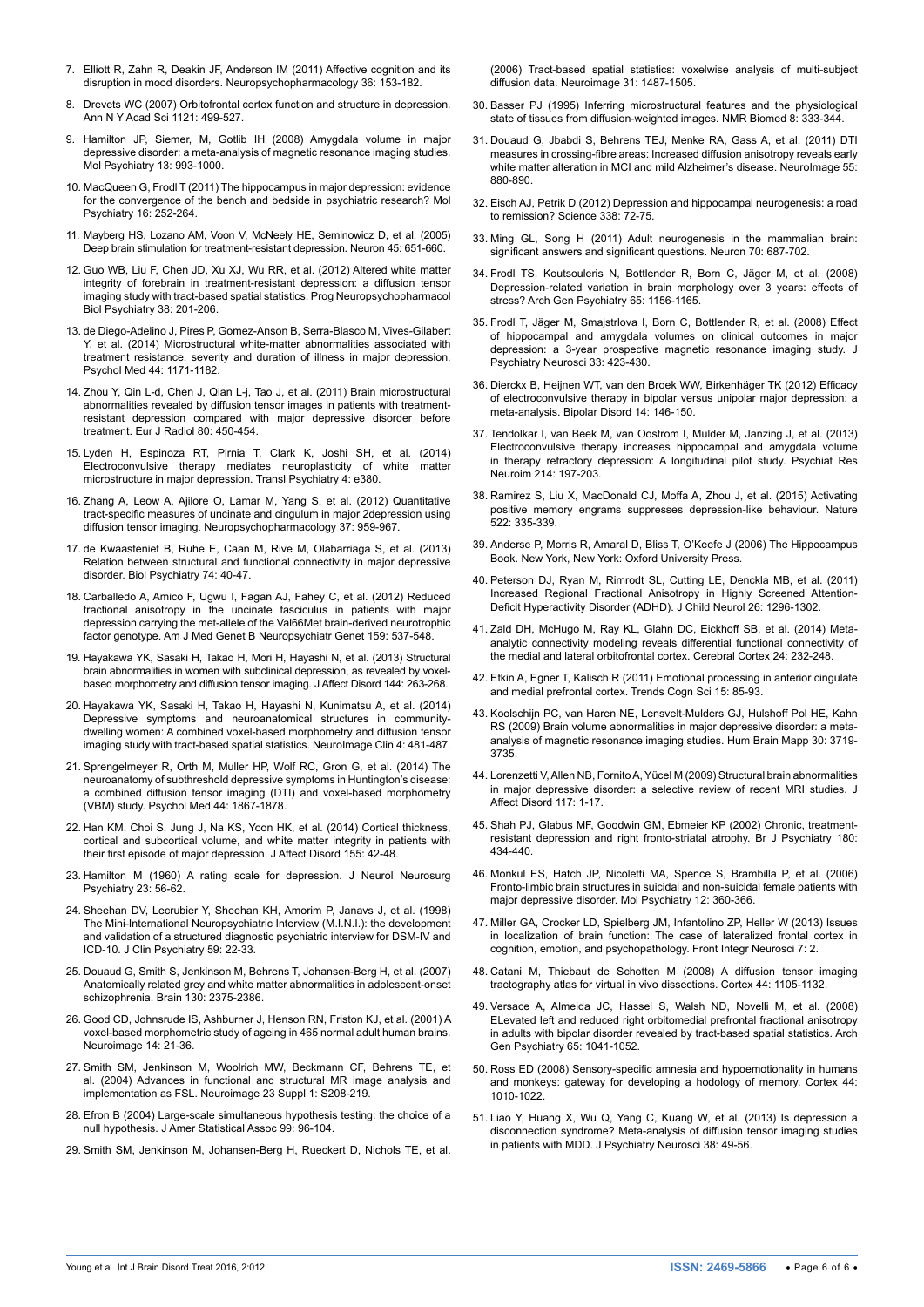7. Elliott R, Zahn R, Deakin JF, Anderson IM (2011) Affective cognition and its disruption in mood disorders. Neuropsychopharmacology 36: 153-182.

8. Drevets WC (2007) Orbitofrontal cortex function and structure in depression. Ann N Y Acad Sci 1121: 499-527.

9. Hamilton JP, Siemer, M, Gotlib IH (2008) Amygdala volume in major depressive disorder: a meta-analysis of magnetic resonance imaging studies. Mol Psychiatry 13: 993-1000.

10. MacQueen G, Frodl T (2011) The hippocampus in major depression: evidence for the convergence of the bench and bedside in psychiatric research? Mol Psychiatry 16: 252-264.

11. Mayberg HS, Lozano AM, Voon V, McNeely HE, Seminowicz D, et al. (2005) Deep brain stimulation for treatment-resistant depression. Neuron 45: 651-660.

12. Guo WB, Liu F, Chen JD, Xu XJ, Wu RR, et al. (2012) Altered white matter integrity of forebrain in treatment-resistant depression: a diffusion tensor imaging study with tract-based spatial statistics. Prog Neuropsychopharmacol Biol Psychiatry 38: 201-206.

13. de Diego-Adelino J, Pires P, Gomez-Anson B, Serra-Blasco M, Vives-Gilabert Y, et al. (2014) Microstructural white-matter abnormalities associated with treatment resistance, severity and duration of illness in major depression. Psychol Med 44: 1171-1182.

14. Zhou Y, Qin L-d, Chen J, Qian L-j, Tao J, et al. (2011) Brain microstructural abnormalities revealed by diffusion tensor images in patients with treatment-resistant depression compared with major depressive disorder before treatment. Eur J Radiol 80: 450-454.

15. Lyden H, Espinoza RT, Pirnia T, Clark K, Joshi SH, et al. (2014) Electroconvulsive therapy mediates neuroplasticity of white matter microstructure in major depression. Transl Psychiatry 4: e380.

16. Zhang A, Leow A, Ajilore O, Lamar M, Yang S, et al. (2012) Quantitative tract-specific measures of uncinate and cingulum in major 2depression using diffusion tensor imaging. Neuropsychopharmacology 37: 959-967.

17. de Kwaasteniet B, Ruhe E, Caan M, Rive M, Olabarriaga S, et al. (2013) Relation between structural and functional connectivity in major depressive disorder. Biol Psychiatry 74: 40-47.

18. Carballedo A, Amico F, Ugwu I, Fagan AJ, Fahey C, et al. (2012) Reduced fractional anisotropy in the uncinate fasciculus in patients with major depression carrying the met-allele of the Val66Met brain-derived neurotrophic factor genotype. Am J Med Genet B Neuropsychiatr Genet 159: 537-548.

19. Hayakawa YK, Sasaki H, Takao H, Mori H, Hayashi N, et al. (2013) Structural brain abnormalities in women with subclinical depression, as revealed by voxel-based morphometry and diffusion tensor imaging. J Affect Disord 144: 263-268.

20. Hayakawa YK, Sasaki H, Takao H, Hayashi N, Kunimatsu A, et al. (2014) Depressive symptoms and neuroanatomical structures in community-dwelling women: A combined voxel-based morphometry and diffusion tensor imaging study with tract-based spatial statistics. NeuroImage Clin 4: 481-487.

21. Sprengelmeyer R, Orth M, Muller HP, Wolf RC, Gron G, et al. (2014) The neuroanatomy of subthreshold depressive symptoms in Huntington's disease: a combined diffusion tensor imaging (DTI) and voxel-based morphometry (VBM) study. Psychol Med 44: 1867-1878.

22. Han KM, Choi S, Jung J, Na KS, Yoon HK, et al. (2014) Cortical thickness, cortical and subcortical volume, and white matter integrity in patients with their first episode of major depression. J Affect Disord 155: 42-48.

23. Hamilton M (1960) A rating scale for depression. J Neurol Neurosurg Psychiatry 23: 56-62.

24. Sheehan DV, Lecrubier Y, Sheehan KH, Amorim P, Janavs J, et al. (1998) The Mini-International Neuropsychiatric Interview (M.I.N.I.): the development and validation of a structured diagnostic psychiatric interview for DSM-IV and ICD-10. J Clin Psychiatry 59: 22-33.

25. Douaud G, Smith S, Jenkinson M, Behrens T, Johansen-Berg H, et al. (2007) Anatomically related grey and white matter abnormalities in adolescent-onset schizophrenia. Brain 130: 2375-2386.

26. Good CD, Johnsrude IS, Ashburner J, Henson RN, Friston KJ, et al. (2001) A voxel-based morphometric study of ageing in 465 normal adult human brains. Neuroimage 14: 21-36.

27. Smith SM, Jenkinson M, Woolrich MW, Beckmann CF, Behrens TE, et al. (2004) Advances in functional and structural MR image analysis and implementation as FSL. Neuroimage 23 Suppl 1: S208-219.

28. Efron B (2004) Large-scale simultaneous hypothesis testing: the choice of a null hypothesis. J Amer Statistical Assoc 99: 96-104.

29. Smith SM, Jenkinson M, Johansen-Berg H, Rueckert D, Nichols TE, et al. (2006) Tract-based spatial statistics: voxelwise analysis of multi-subject diffusion data. Neuroimage 31: 1487-1505.

30. Basser PJ (1995) Inferring microstructural features and the physiological state of tissues from diffusion-weighted images. NMR Biomed 8: 333-344.

31. Douaud G, Jbabdi S, Behrens TEJ, Menke RA, Gass A, et al. (2011) DTI measures in crossing-fibre areas: Increased diffusion anisotropy reveals early white matter alteration in MCI and mild Alzheimer's disease. NeuroImage 55: 880-890.

32. Eisch AJ, Petrik D (2012) Depression and hippocampal neurogenesis: a road to remission? Science 338: 72-75.

33. Ming GL, Song H (2011) Adult neurogenesis in the mammalian brain: significant answers and significant questions. Neuron 70: 687-702.

34. Frodl TS, Koutsouleris N, Bottlender R, Born C, Jäger M, et al. (2008) Depression-related variation in brain morphology over 3 years: effects of stress? Arch Gen Psychiatry 65: 1156-1165.

35. Frodl T, Jäger M, Smajstrlova I, Born C, Bottlender R, et al. (2008) Effect of hippocampal and amygdala volumes on clinical outcomes in major depression: a 3-year prospective magnetic resonance imaging study. J Psychiatry Neurosci 33: 423-430.

36. Dierckx B, Heijnen WT, van den Broek WW, Birkenhäger TK (2012) Efficacy of electroconvulsive therapy in bipolar versus unipolar major depression: a meta-analysis. Bipolar Disord 14: 146-150.

37. Tendolkar I, van Beek M, van Oostrom I, Mulder M, Janzing J, et al. (2013) Electroconvulsive therapy increases hippocampal and amygdala volume in therapy refractory depression: A longitudinal pilot study. Psychiat Res Neuroim 214: 197-203.

38. Ramirez S, Liu X, MacDonald CJ, Moffa A, Zhou J, et al. (2015) Activating positive memory engrams suppresses depression-like behaviour. Nature 522: 335-339.

39. Anderse P, Morris R, Amaral D, Bliss T, O'Keefe J (2006) The Hippocampus Book. New York, New York: Oxford University Press.

40. Peterson DJ, Ryan M, Rimrodt SL, Cutting LE, Denckla MB, et al. (2011) Increased Regional Fractional Anisotropy in Highly Screened Attention-Deficit Hyperactivity Disorder (ADHD). J Child Neurol 26: 1296-1302.

41. Zald DH, McHugo M, Ray KL, Glahn DC, Eickhoff SB, et al. (2014) Meta-analytic connectivity modeling reveals differential functional connectivity of the medial and lateral orbitofrontal cortex. Cerebral Cortex 24: 232-248.

42. Etkin A, Egner T, Kalisch R (2011) Emotional processing in anterior cingulate and medial prefrontal cortex. Trends Cogn Sci 15: 85-93.

43. Koolschijn PC, van Haren NE, Lensvelt-Mulders GJ, Hulshoff Pol HE, Kahn RS (2009) Brain volume abnormalities in major depressive disorder: a meta-analysis of magnetic resonance imaging studies. Hum Brain Mapp 30: 3719-3735.

44. Lorenzetti V, Allen NB, Fornito A, Yücel M (2009) Structural brain abnormalities in major depressive disorder: a selective review of recent MRI studies. J Affect Disord 117: 1-17.

45. Shah PJ, Glabus MF, Goodwin GM, Ebmeier KP (2002) Chronic, treatment-resistant depression and right fronto-striatal atrophy. Br J Psychiatry 180: 434-440.

46. Monkul ES, Hatch JP, Nicoletti MA, Spence S, Brambilla P, et al. (2006) Fronto-limbic brain structures in suicidal and non-suicidal female patients with major depressive disorder. Mol Psychiatry 12: 360-366.

47. Miller GA, Crocker LD, Spielberg JM, Infantolino ZP, Heller W (2013) Issues in localization of brain function: The case of lateralized frontal cortex in cognition, emotion, and psychopathology. Front Integr Neurosci 7: 2.

48. Catani M, Thiebaut de Schotten M (2008) A diffusion tensor imaging tractography atlas for virtual in vivo dissections. Cortex 44: 1105-1132.

49. Versace A, Almeida JC, Hassel S, Walsh ND, Novelli M, et al. (2008) ELevated left and reduced right orbitomedial prefrontal fractional anisotropy in adults with bipolar disorder revealed by tract-based spatial statistics. Arch Gen Psychiatry 65: 1041-1052.

50. Ross ED (2008) Sensory-specific amnesia and hypoemotionality in humans and monkeys: gateway for developing a hodology of memory. Cortex 44: 1010-1022.

51. Liao Y, Huang X, Wu Q, Yang C, Kuang W, et al. (2013) Is depression a disconnection syndrome? Meta-analysis of diffusion tensor imaging studies in patients with MDD. J Psychiatry Neurosci 38: 49-56.